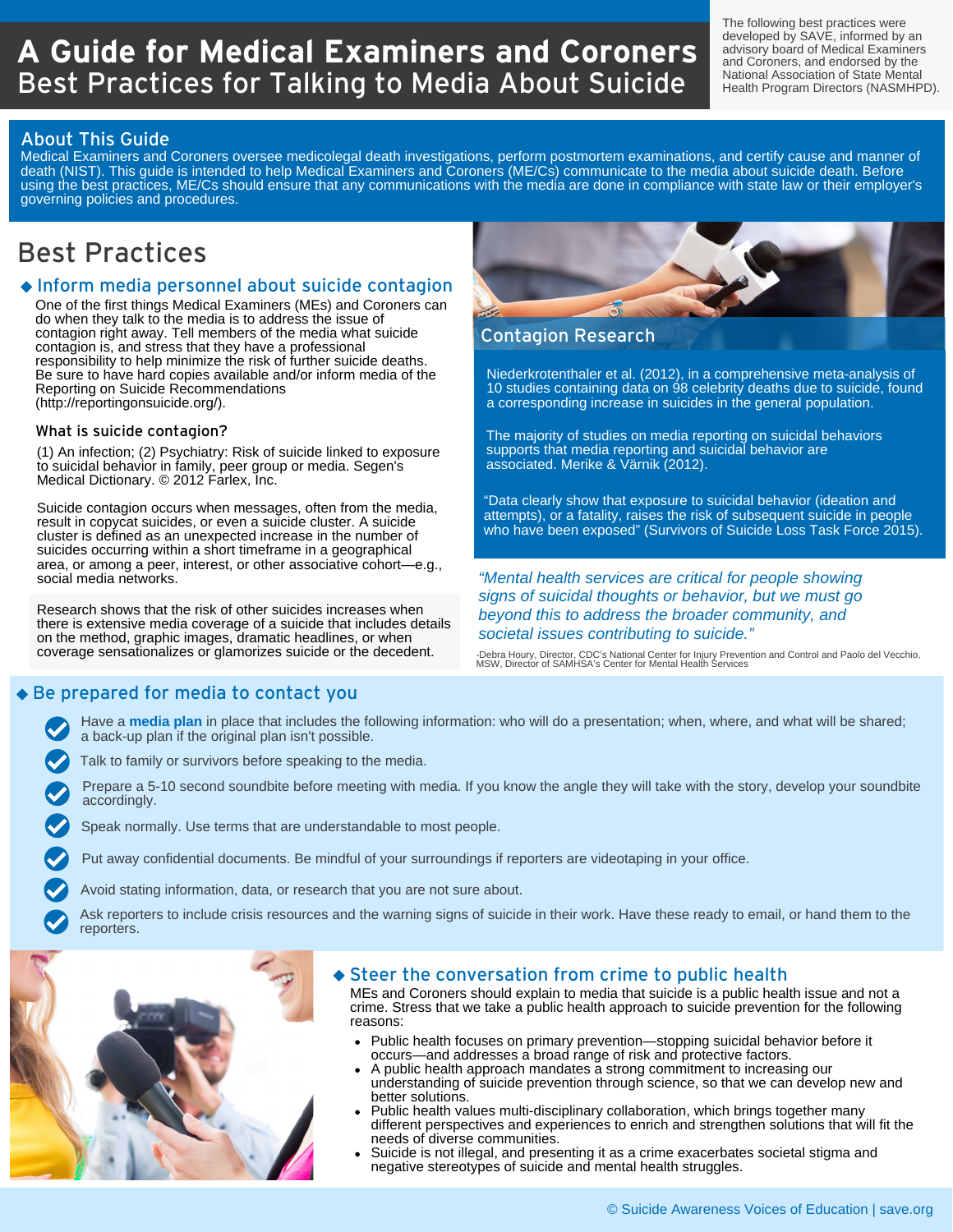# A Guide for Medical Examiners and Coroners
## Best Practices for Talking to Media About Suicide

The following best practices were developed by SAVE, informed by an advisory board of Medical Examiners and Coroners, and endorsed by the National Association of State Mental Health Program Directors (NASMHPD).

### About This Guide

Medical Examiners and Coroners oversee medicolegal death investigations, perform postmortem examinations, and certify cause and manner of death (NIST). This guide is intended to help Medical Examiners and Coroners (ME/Cs) communicate to the media about suicide death. Before using the best practices, ME/Cs should ensure that any communications with the media are done in compliance with state law or their employer's governing policies and procedures.

## Best Practices

### ◆ Inform media personnel about suicide contagion

One of the first things Medical Examiners (MEs) and Coroners can do when they talk to the media is to address the issue of contagion right away. Tell members of the media what suicide contagion is, and stress that they have a professional responsibility to help minimize the risk of further suicide deaths. Be sure to have hard copies available and/or inform media of the Reporting on Suicide Recommendations (http://reportingonsuicide.org/).

#### What is suicide contagion?

(1) An infection; (2) Psychiatry: Risk of suicide linked to exposure to suicidal behavior in family, peer group or media. Segen's Medical Dictionary. © 2012 Farlex, Inc.

Suicide contagion occurs when messages, often from the media, result in copycat suicides, or even a suicide cluster. A suicide cluster is defined as an unexpected increase in the number of suicides occurring within a short timeframe in a geographical area, or among a peer, interest, or other associative cohort—e.g., social media networks.

Research shows that the risk of other suicides increases when there is extensive media coverage of a suicide that includes details on the method, graphic images, dramatic headlines, or when coverage sensationalizes or glamorizes suicide or the decedent.

### Contagion Research

Niederkrotenthaler et al. (2012), in a comprehensive meta-analysis of 10 studies containing data on 98 celebrity deaths due to suicide, found a corresponding increase in suicides in the general population.

The majority of studies on media reporting on suicidal behaviors supports that media reporting and suicidal behavior are associated. Merike & Värnik (2012).

"Data clearly show that exposure to suicidal behavior (ideation and attempts), or a fatality, raises the risk of subsequent suicide in people who have been exposed" (Survivors of Suicide Loss Task Force 2015).

*"Mental health services are critical for people showing signs of suicidal thoughts or behavior, but we must go beyond this to address the broader community, and societal issues contributing to suicide."*

-Debra Houry, Director, CDC's National Center for Injury Prevention and Control and Paolo del Vecchio, MSW, Director of SAMHSA's Center for Mental Health Services

### ◆ Be prepared for media to contact you

- Have a **media plan** in place that includes the following information: who will do a presentation; when, where, and what will be shared; a back-up plan if the original plan isn't possible.
- Talk to family or survivors before speaking to the media.
- Prepare a 5-10 second soundbite before meeting with media. If you know the angle they will take with the story, develop your soundbite accordingly.
- Speak normally. Use terms that are understandable to most people.
- Put away confidential documents. Be mindful of your surroundings if reporters are videotaping in your office.
- Avoid stating information, data, or research that you are not sure about.
- Ask reporters to include crisis resources and the warning signs of suicide in their work. Have these ready to email, or hand them to the reporters.

### ◆ Steer the conversation from crime to public health

MEs and Coroners should explain to media that suicide is a public health issue and not a crime. Stress that we take a public health approach to suicide prevention for the following reasons:

- Public health focuses on primary prevention—stopping suicidal behavior before it occurs—and addresses a broad range of risk and protective factors.
- A public health approach mandates a strong commitment to increasing our understanding of suicide prevention through science, so that we can develop new and better solutions.
- Public health values multi-disciplinary collaboration, which brings together many different perspectives and experiences to enrich and strengthen solutions that will fit the needs of diverse communities.
- Suicide is not illegal, and presenting it as a crime exacerbates societal stigma and negative stereotypes of suicide and mental health struggles.

© Suicide Awareness Voices of Education | save.org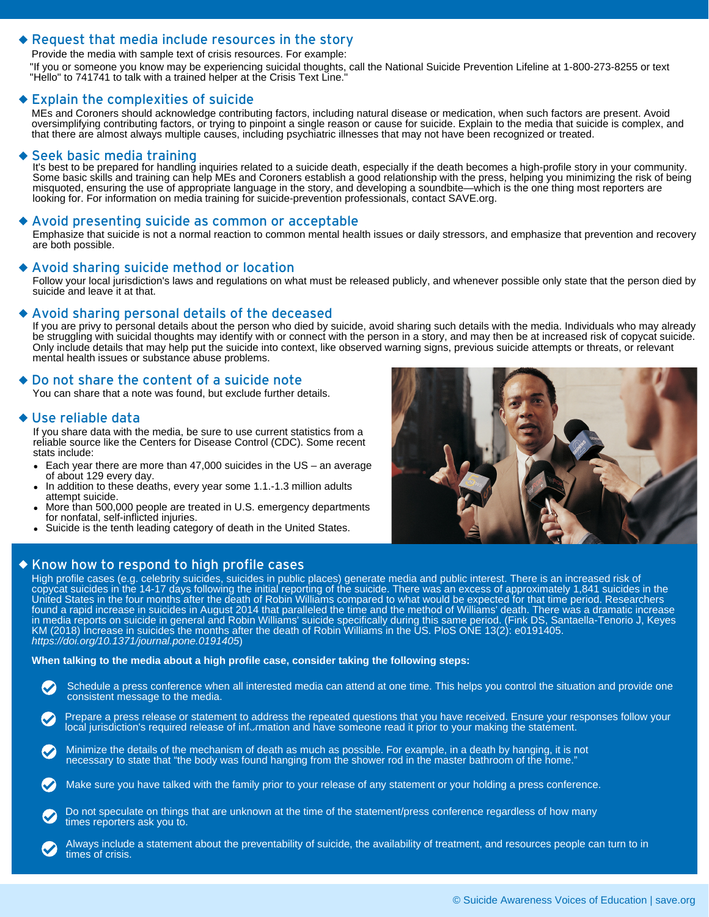## ◆ Request that media include resources in the story

Provide the media with sample text of crisis resources. For example:

"If you or someone you know may be experiencing suicidal thoughts, call the National Suicide Prevention Lifeline at 1-800-273-8255 or text "Hello" to 741741 to talk with a trained helper at the Crisis Text Line."

## ◆ Explain the complexities of suicide

MEs and Coroners should acknowledge contributing factors, including natural disease or medication, when such factors are present. Avoid oversimplifying contributing factors, or trying to pinpoint a single reason or cause for suicide. Explain to the media that suicide is complex, and that there are almost always multiple causes, including psychiatric illnesses that may not have been recognized or treated.

## ◆ Seek basic media training

It's best to be prepared for handling inquiries related to a suicide death, especially if the death becomes a high-profile story in your community. Some basic skills and training can help MEs and Coroners establish a good relationship with the press, helping you minimizing the risk of being misquoted, ensuring the use of appropriate language in the story, and developing a soundbite—which is the one thing most reporters are looking for. For information on media training for suicide-prevention professionals, contact SAVE.org.

## ◆ Avoid presenting suicide as common or acceptable

Emphasize that suicide is not a normal reaction to common mental health issues or daily stressors, and emphasize that prevention and recovery are both possible.

## ◆ Avoid sharing suicide method or location

Follow your local jurisdiction's laws and regulations on what must be released publicly, and whenever possible only state that the person died by suicide and leave it at that.

## ◆ Avoid sharing personal details of the deceased

If you are privy to personal details about the person who died by suicide, avoid sharing such details with the media. Individuals who may already be struggling with suicidal thoughts may identify with or connect with the person in a story, and may then be at increased risk of copycat suicide. Only include details that may help put the suicide into context, like observed warning signs, previous suicide attempts or threats, or relevant mental health issues or substance abuse problems.

## ◆ Do not share the content of a suicide note

You can share that a note was found, but exclude further details.

## ◆ Use reliable data

If you share data with the media, be sure to use current statistics from a reliable source like the Centers for Disease Control (CDC). Some recent stats include:

- Each year there are more than 47,000 suicides in the US – an average of about 129 every day.
- In addition to these deaths, every year some 1.1.-1.3 million adults attempt suicide.
- More than 500,000 people are treated in U.S. emergency departments for nonfatal, self-inflicted injuries.
- Suicide is the tenth leading category of death in the United States.

## ◆ Know how to respond to high profile cases

High profile cases (e.g. celebrity suicides, suicides in public places) generate media and public interest. There is an increased risk of copycat suicides in the 14-17 days following the initial reporting of the suicide. There was an excess of approximately 1,841 suicides in the United States in the four months after the death of Robin Williams compared to what would be expected for that time period. Researchers found a rapid increase in suicides in August 2014 that paralleled the time and the method of Williams' death. There was a dramatic increase in media reports on suicide in general and Robin Williams' suicide specifically during this same period. (Fink DS, Santaella-Tenorio J, Keyes KM (2018) Increase in suicides the months after the death of Robin Williams in the US. PloS ONE 13(2): e0191405. *https://doi.org/10.1371/journal.pone.0191405*)

**When talking to the media about a high profile case, consider taking the following steps:**

- Schedule a press conference when all interested media can attend at one time. This helps you control the situation and provide one consistent message to the media.
- Prepare a press release or statement to address the repeated questions that you have received. Ensure your responses follow your local jurisdiction's required release of information and have someone read it prior to your making the statement.
- Minimize the details of the mechanism of death as much as possible. For example, in a death by hanging, it is not necessary to state that "the body was found hanging from the shower rod in the master bathroom of the home."
- Make sure you have talked with the family prior to your release of any statement or your holding a press conference.
- Do not speculate on things that are unknown at the time of the statement/press conference regardless of how many times reporters ask you to.
- Always include a statement about the preventability of suicide, the availability of treatment, and resources people can turn to in times of crisis.

© Suicide Awareness Voices of Education | save.org